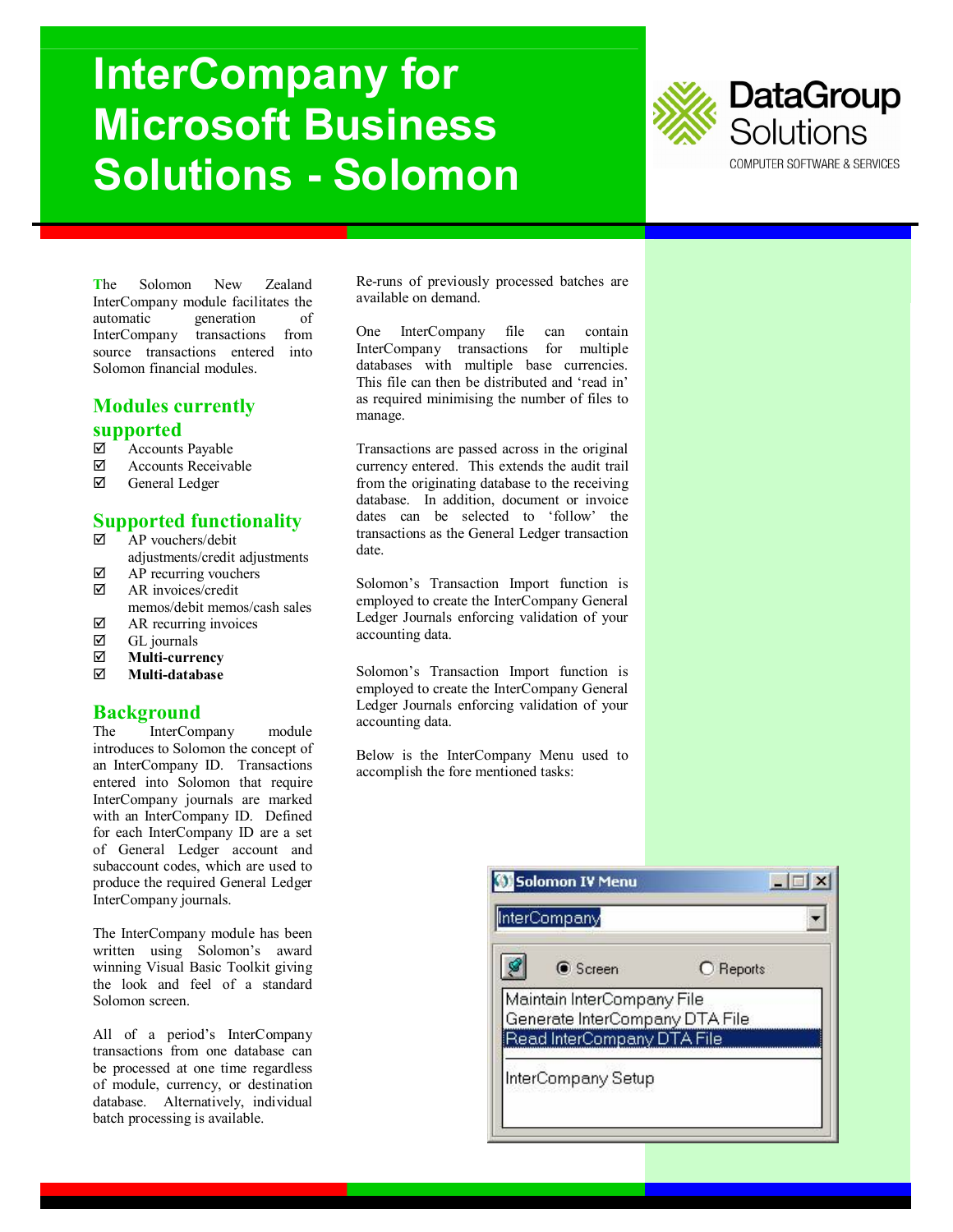# InterCompany for Microsoft Business Solutions - Solomon

DataGroup Solutions

COMPUTER SOFTWARE & SERVICES

The Solomon New Zealand InterCompany module facilitates the automatic generation of InterCompany transactions from source transactions entered into Solomon financial modules.

## Modules currently supported

- ☑ Accounts Payable
- ☑ Accounts Receivable
- ☑ General Ledger

## Supported functionality

- ☑ AP vouchers/debit adjustments/credit adjustments
- ☑ AP recurring vouchers
- ☑ AR invoices/credit memos/debit memos/cash sales
- ☑ AR recurring invoices
- ☑ GL journals
- ☑ **Multi-currency**
- ☑ **Multi-database**

## Background

The InterCompany module introduces to Solomon the concept of an InterCompany ID. Transactions entered into Solomon that require InterCompany journals are marked with an InterCompany ID. Defined for each InterCompany ID are a set of General Ledger account and subaccount codes, which are used to produce the required General Ledger InterCompany journals.

The InterCompany module has been written using Solomon's award winning Visual Basic Toolkit giving the look and feel of a standard Solomon screen.

All of a period's InterCompany transactions from one database can be processed at one time regardless of module, currency, or destination database. Alternatively, individual batch processing is available.

Re-runs of previously processed batches are available on demand.

One InterCompany file can contain InterCompany transactions for multiple databases with multiple base currencies. This file can then be distributed and 'read in' as required minimising the number of files to manage.

Transactions are passed across in the original currency entered. This extends the audit trail from the originating database to the receiving database. In addition, document or invoice dates can be selected to 'follow' the transactions as the General Ledger transaction date.

Solomon's Transaction Import function is employed to create the InterCompany General Ledger Journals enforcing validation of your accounting data.

Solomon's Transaction Import function is employed to create the InterCompany General Ledger Journals enforcing validation of your accounting data.

Below is the InterCompany Menu used to accomplish the fore mentioned tasks:

Solomon IV Menu

InterCompany

Screen    Reports

- Maintain InterCompany File
- Generate InterCompany DTA File
- Read InterCompany DTA File
- InterCompany Setup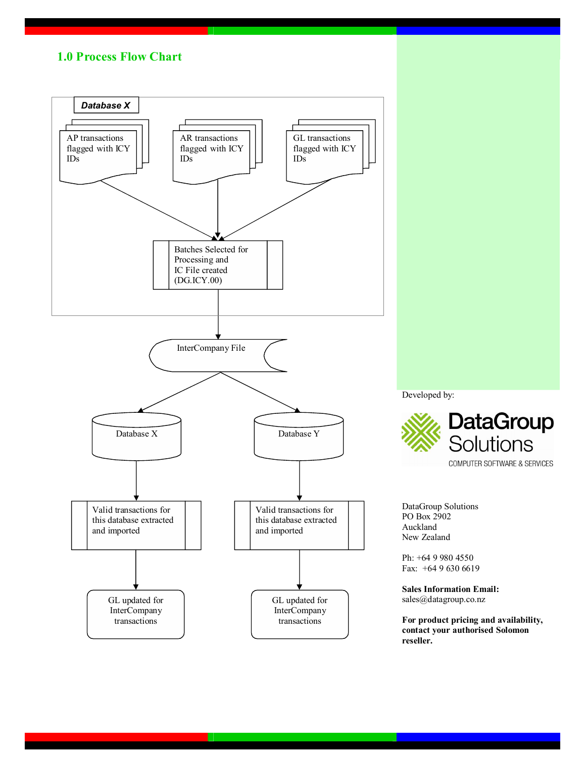## 1.0 Process Flow Chart

**Database X**

AP transactions flagged with ICY IDs

AR transactions flagged with ICY IDs

GL transactions flagged with ICY IDs

Batches Selected for Processing and IC File created (DG.ICY.00)

InterCompany File

Database X

Database Y

Valid transactions for this database extracted and imported

Valid transactions for this database extracted and imported

GL updated for InterCompany transactions

GL updated for InterCompany transactions

Developed by:

DataGroup Solutions
COMPUTER SOFTWARE & SERVICES

DataGroup Solutions
PO Box 2902
Auckland
New Zealand

Ph: +64 9 980 4550
Fax: +64 9 630 6619

**Sales Information Email:**
sales@datagroup.co.nz

**For product pricing and availability, contact your authorised Solomon reseller.**